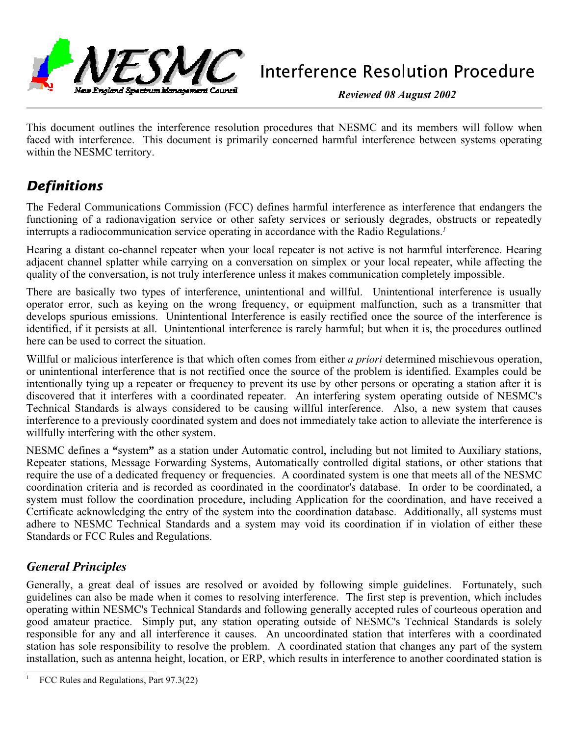# Interference Resolution Procedure

*Reviewed 08 August 2002*

This document outlines the interference resolution procedures that NESMC and its members will follow when faced with interference. This document is primarily concerned harmful interference between systems operating within the NESMC territory.

## *Definitions*

The Federal Communications Commission (FCC) defines harmful interference as interference that endangers the functioning of a radionavigation service or other safety services or seriously degrades, obstructs or repeatedly interrupts a radiocommunication service operating in accordance with the Radio Regulations.[1]

Hearing a distant co-channel repeater when your local repeater is not active is not harmful interference. Hearing adjacent channel splatter while carrying on a conversation on simplex or your local repeater, while affecting the quality of the conversation, is not truly interference unless it makes communication completely impossible.

There are basically two types of interference, unintentional and willful. Unintentional interference is usually operator error, such as keying on the wrong frequency, or equipment malfunction, such as a transmitter that develops spurious emissions. Unintentional Interference is easily rectified once the source of the interference is identified, if it persists at all. Unintentional interference is rarely harmful; but when it is, the procedures outlined here can be used to correct the situation.

Willful or malicious interference is that which often comes from either *a priori* determined mischievous operation, or unintentional interference that is not rectified once the source of the problem is identified. Examples could be intentionally tying up a repeater or frequency to prevent its use by other persons or operating a station after it is discovered that it interferes with a coordinated repeater. An interfering system operating outside of NESMC's Technical Standards is always considered to be causing willful interference. Also, a new system that causes interference to a previously coordinated system and does not immediately take action to alleviate the interference is willfully interfering with the other system.

NESMC defines a **"**system**"** as a station under Automatic control, including but not limited to Auxiliary stations, Repeater stations, Message Forwarding Systems, Automatically controlled digital stations, or other stations that require the use of a dedicated frequency or frequencies. A coordinated system is one that meets all of the NESMC coordination criteria and is recorded as coordinated in the coordinator's database. In order to be coordinated, a system must follow the coordination procedure, including Application for the coordination, and have received a Certificate acknowledging the entry of the system into the coordination database. Additionally, all systems must adhere to NESMC Technical Standards and a system may void its coordination if in violation of either these Standards or FCC Rules and Regulations.

### *General Principles*

Generally, a great deal of issues are resolved or avoided by following simple guidelines. Fortunately, such guidelines can also be made when it comes to resolving interference. The first step is prevention, which includes operating within NESMC's Technical Standards and following generally accepted rules of courteous operation and good amateur practice. Simply put, any station operating outside of NESMC's Technical Standards is solely responsible for any and all interference it causes. An uncoordinated station that interferes with a coordinated station has sole responsibility to resolve the problem. A coordinated station that changes any part of the system installation, such as antenna height, location, or ERP, which results in interference to another coordinated station is

---

[1] FCC Rules and Regulations, Part 97.3(22)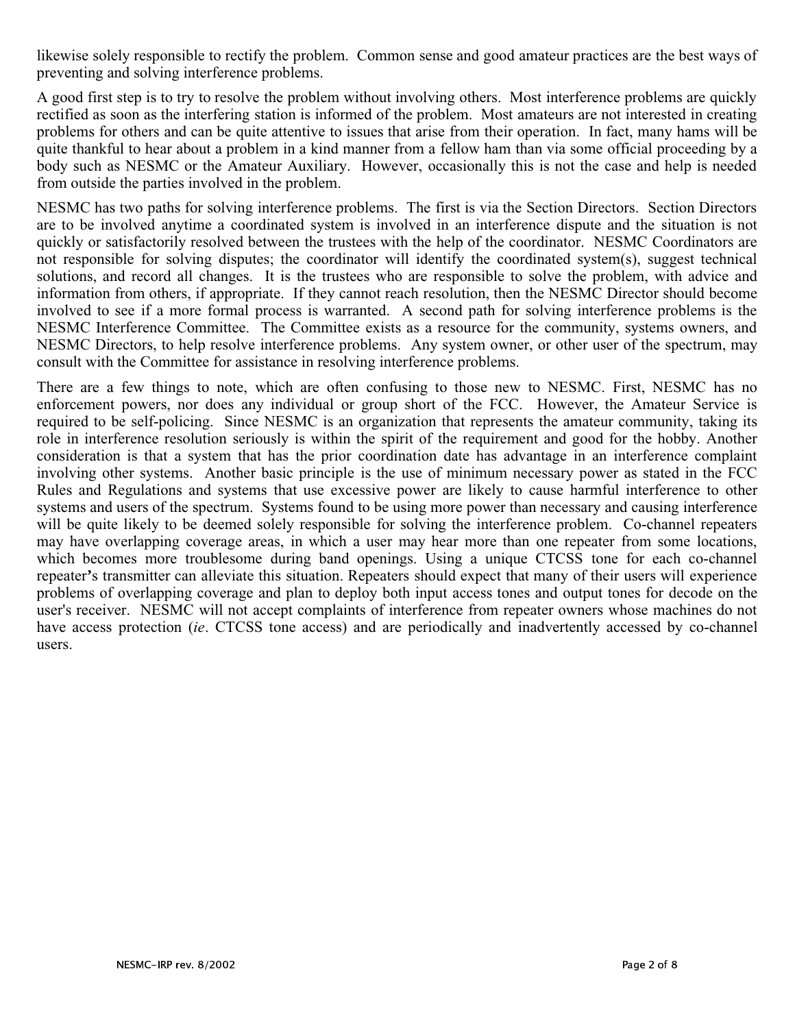likewise solely responsible to rectify the problem. Common sense and good amateur practices are the best ways of preventing and solving interference problems.

A good first step is to try to resolve the problem without involving others. Most interference problems are quickly rectified as soon as the interfering station is informed of the problem. Most amateurs are not interested in creating problems for others and can be quite attentive to issues that arise from their operation. In fact, many hams will be quite thankful to hear about a problem in a kind manner from a fellow ham than via some official proceeding by a body such as NESMC or the Amateur Auxiliary. However, occasionally this is not the case and help is needed from outside the parties involved in the problem.

NESMC has two paths for solving interference problems. The first is via the Section Directors. Section Directors are to be involved anytime a coordinated system is involved in an interference dispute and the situation is not quickly or satisfactorily resolved between the trustees with the help of the coordinator. NESMC Coordinators are not responsible for solving disputes; the coordinator will identify the coordinated system(s), suggest technical solutions, and record all changes. It is the trustees who are responsible to solve the problem, with advice and information from others, if appropriate. If they cannot reach resolution, then the NESMC Director should become involved to see if a more formal process is warranted. A second path for solving interference problems is the NESMC Interference Committee. The Committee exists as a resource for the community, systems owners, and NESMC Directors, to help resolve interference problems. Any system owner, or other user of the spectrum, may consult with the Committee for assistance in resolving interference problems.

There are a few things to note, which are often confusing to those new to NESMC. First, NESMC has no enforcement powers, nor does any individual or group short of the FCC. However, the Amateur Service is required to be self-policing. Since NESMC is an organization that represents the amateur community, taking its role in interference resolution seriously is within the spirit of the requirement and good for the hobby. Another consideration is that a system that has the prior coordination date has advantage in an interference complaint involving other systems. Another basic principle is the use of minimum necessary power as stated in the FCC Rules and Regulations and systems that use excessive power are likely to cause harmful interference to other systems and users of the spectrum. Systems found to be using more power than necessary and causing interference will be quite likely to be deemed solely responsible for solving the interference problem. Co-channel repeaters may have overlapping coverage areas, in which a user may hear more than one repeater from some locations, which becomes more troublesome during band openings. Using a unique CTCSS tone for each co-channel repeater's transmitter can alleviate this situation. Repeaters should expect that many of their users will experience problems of overlapping coverage and plan to deploy both input access tones and output tones for decode on the user's receiver. NESMC will not accept complaints of interference from repeater owners whose machines do not have access protection (*ie*. CTCSS tone access) and are periodically and inadvertently accessed by co-channel users.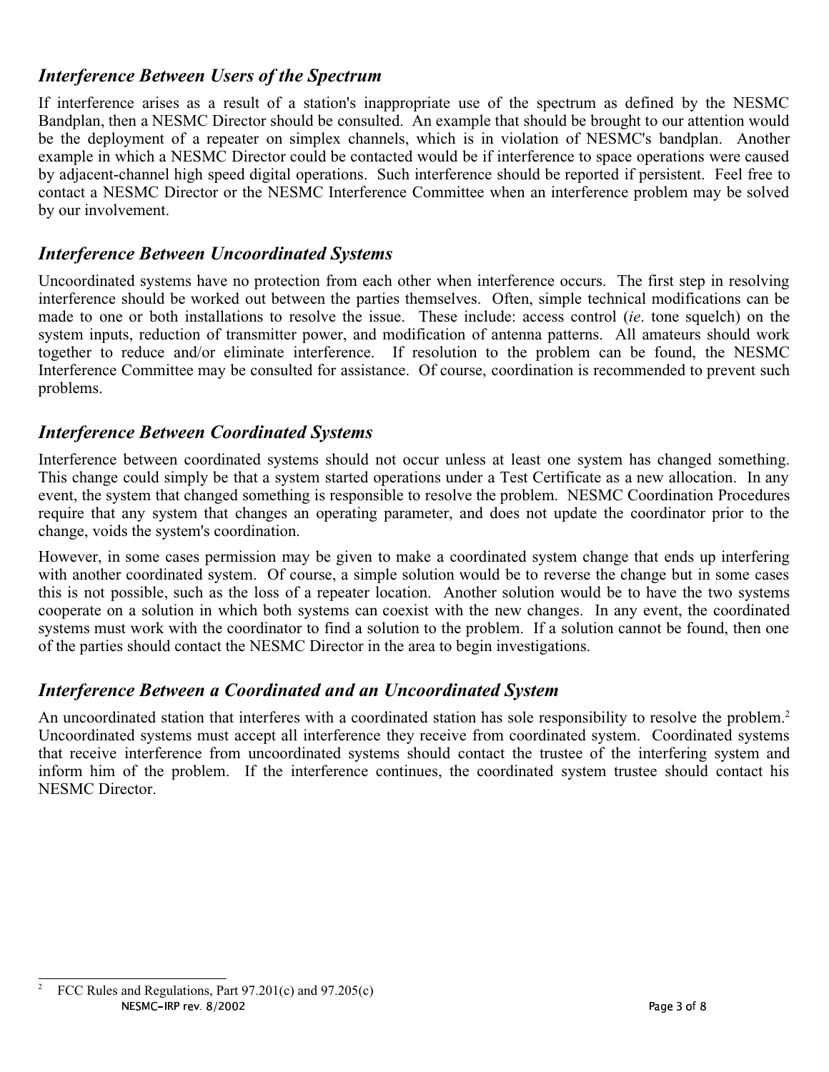## *Interference Between Users of the Spectrum*

If interference arises as a result of a station's inappropriate use of the spectrum as defined by the NESMC Bandplan, then a NESMC Director should be consulted. An example that should be brought to our attention would be the deployment of a repeater on simplex channels, which is in violation of NESMC's bandplan. Another example in which a NESMC Director could be contacted would be if interference to space operations were caused by adjacent-channel high speed digital operations. Such interference should be reported if persistent. Feel free to contact a NESMC Director or the NESMC Interference Committee when an interference problem may be solved by our involvement.

## *Interference Between Uncoordinated Systems*

Uncoordinated systems have no protection from each other when interference occurs. The first step in resolving interference should be worked out between the parties themselves. Often, simple technical modifications can be made to one or both installations to resolve the issue. These include: access control (*ie*. tone squelch) on the system inputs, reduction of transmitter power, and modification of antenna patterns. All amateurs should work together to reduce and/or eliminate interference. If resolution to the problem can be found, the NESMC Interference Committee may be consulted for assistance. Of course, coordination is recommended to prevent such problems.

## *Interference Between Coordinated Systems*

Interference between coordinated systems should not occur unless at least one system has changed something. This change could simply be that a system started operations under a Test Certificate as a new allocation. In any event, the system that changed something is responsible to resolve the problem. NESMC Coordination Procedures require that any system that changes an operating parameter, and does not update the coordinator prior to the change, voids the system's coordination.

However, in some cases permission may be given to make a coordinated system change that ends up interfering with another coordinated system. Of course, a simple solution would be to reverse the change but in some cases this is not possible, such as the loss of a repeater location. Another solution would be to have the two systems cooperate on a solution in which both systems can coexist with the new changes. In any event, the coordinated systems must work with the coordinator to find a solution to the problem. If a solution cannot be found, then one of the parties should contact the NESMC Director in the area to begin investigations.

## *Interference Between a Coordinated and an Uncoordinated System*

An uncoordinated station that interferes with a coordinated station has sole responsibility to resolve the problem.[2] Uncoordinated systems must accept all interference they receive from coordinated system. Coordinated systems that receive interference from uncoordinated systems should contact the trustee of the interfering system and inform him of the problem. If the interference continues, the coordinated system trustee should contact his NESMC Director.

---

[2] FCC Rules and Regulations, Part 97.201(c) and 97.205(c)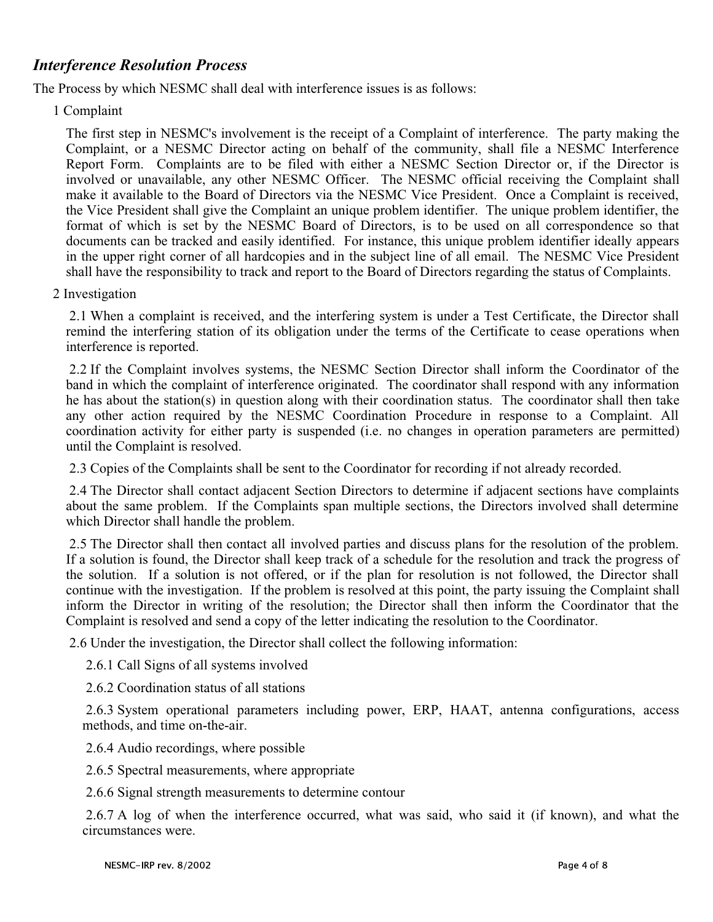## *Interference Resolution Process*

The Process by which NESMC shall deal with interference issues is as follows:

1 Complaint

The first step in NESMC's involvement is the receipt of a Complaint of interference. The party making the Complaint, or a NESMC Director acting on behalf of the community, shall file a NESMC Interference Report Form. Complaints are to be filed with either a NESMC Section Director or, if the Director is involved or unavailable, any other NESMC Officer. The NESMC official receiving the Complaint shall make it available to the Board of Directors via the NESMC Vice President. Once a Complaint is received, the Vice President shall give the Complaint an unique problem identifier. The unique problem identifier, the format of which is set by the NESMC Board of Directors, is to be used on all correspondence so that documents can be tracked and easily identified. For instance, this unique problem identifier ideally appears in the upper right corner of all hardcopies and in the subject line of all email. The NESMC Vice President shall have the responsibility to track and report to the Board of Directors regarding the status of Complaints.

2 Investigation

2.1 When a complaint is received, and the interfering system is under a Test Certificate, the Director shall remind the interfering station of its obligation under the terms of the Certificate to cease operations when interference is reported.

2.2 If the Complaint involves systems, the NESMC Section Director shall inform the Coordinator of the band in which the complaint of interference originated. The coordinator shall respond with any information he has about the station(s) in question along with their coordination status. The coordinator shall then take any other action required by the NESMC Coordination Procedure in response to a Complaint. All coordination activity for either party is suspended (i.e. no changes in operation parameters are permitted) until the Complaint is resolved.

2.3 Copies of the Complaints shall be sent to the Coordinator for recording if not already recorded.

2.4 The Director shall contact adjacent Section Directors to determine if adjacent sections have complaints about the same problem. If the Complaints span multiple sections, the Directors involved shall determine which Director shall handle the problem.

2.5 The Director shall then contact all involved parties and discuss plans for the resolution of the problem. If a solution is found, the Director shall keep track of a schedule for the resolution and track the progress of the solution. If a solution is not offered, or if the plan for resolution is not followed, the Director shall continue with the investigation. If the problem is resolved at this point, the party issuing the Complaint shall inform the Director in writing of the resolution; the Director shall then inform the Coordinator that the Complaint is resolved and send a copy of the letter indicating the resolution to the Coordinator.

2.6 Under the investigation, the Director shall collect the following information:

2.6.1 Call Signs of all systems involved

2.6.2 Coordination status of all stations

2.6.3 System operational parameters including power, ERP, HAAT, antenna configurations, access methods, and time on-the-air.

2.6.4 Audio recordings, where possible

2.6.5 Spectral measurements, where appropriate

2.6.6 Signal strength measurements to determine contour

2.6.7 A log of when the interference occurred, what was said, who said it (if known), and what the circumstances were.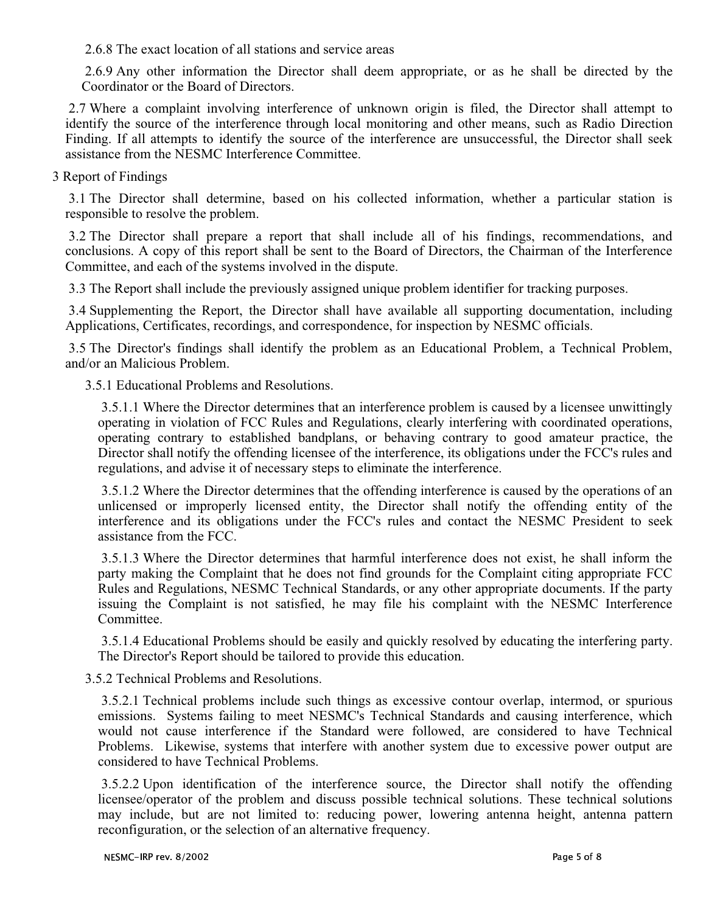2.6.8 The exact location of all stations and service areas

2.6.9 Any other information the Director shall deem appropriate, or as he shall be directed by the Coordinator or the Board of Directors.

2.7 Where a complaint involving interference of unknown origin is filed, the Director shall attempt to identify the source of the interference through local monitoring and other means, such as Radio Direction Finding. If all attempts to identify the source of the interference are unsuccessful, the Director shall seek assistance from the NESMC Interference Committee.

3 Report of Findings

3.1 The Director shall determine, based on his collected information, whether a particular station is responsible to resolve the problem.

3.2 The Director shall prepare a report that shall include all of his findings, recommendations, and conclusions. A copy of this report shall be sent to the Board of Directors, the Chairman of the Interference Committee, and each of the systems involved in the dispute.

3.3 The Report shall include the previously assigned unique problem identifier for tracking purposes.

3.4 Supplementing the Report, the Director shall have available all supporting documentation, including Applications, Certificates, recordings, and correspondence, for inspection by NESMC officials.

3.5 The Director's findings shall identify the problem as an Educational Problem, a Technical Problem, and/or an Malicious Problem.

3.5.1 Educational Problems and Resolutions.

3.5.1.1 Where the Director determines that an interference problem is caused by a licensee unwittingly operating in violation of FCC Rules and Regulations, clearly interfering with coordinated operations, operating contrary to established bandplans, or behaving contrary to good amateur practice, the Director shall notify the offending licensee of the interference, its obligations under the FCC's rules and regulations, and advise it of necessary steps to eliminate the interference.

3.5.1.2 Where the Director determines that the offending interference is caused by the operations of an unlicensed or improperly licensed entity, the Director shall notify the offending entity of the interference and its obligations under the FCC's rules and contact the NESMC President to seek assistance from the FCC.

3.5.1.3 Where the Director determines that harmful interference does not exist, he shall inform the party making the Complaint that he does not find grounds for the Complaint citing appropriate FCC Rules and Regulations, NESMC Technical Standards, or any other appropriate documents. If the party issuing the Complaint is not satisfied, he may file his complaint with the NESMC Interference Committee.

3.5.1.4 Educational Problems should be easily and quickly resolved by educating the interfering party. The Director's Report should be tailored to provide this education.

3.5.2 Technical Problems and Resolutions.

3.5.2.1 Technical problems include such things as excessive contour overlap, intermod, or spurious emissions. Systems failing to meet NESMC's Technical Standards and causing interference, which would not cause interference if the Standard were followed, are considered to have Technical Problems. Likewise, systems that interfere with another system due to excessive power output are considered to have Technical Problems.

3.5.2.2 Upon identification of the interference source, the Director shall notify the offending licensee/operator of the problem and discuss possible technical solutions. These technical solutions may include, but are not limited to: reducing power, lowering antenna height, antenna pattern reconfiguration, or the selection of an alternative frequency.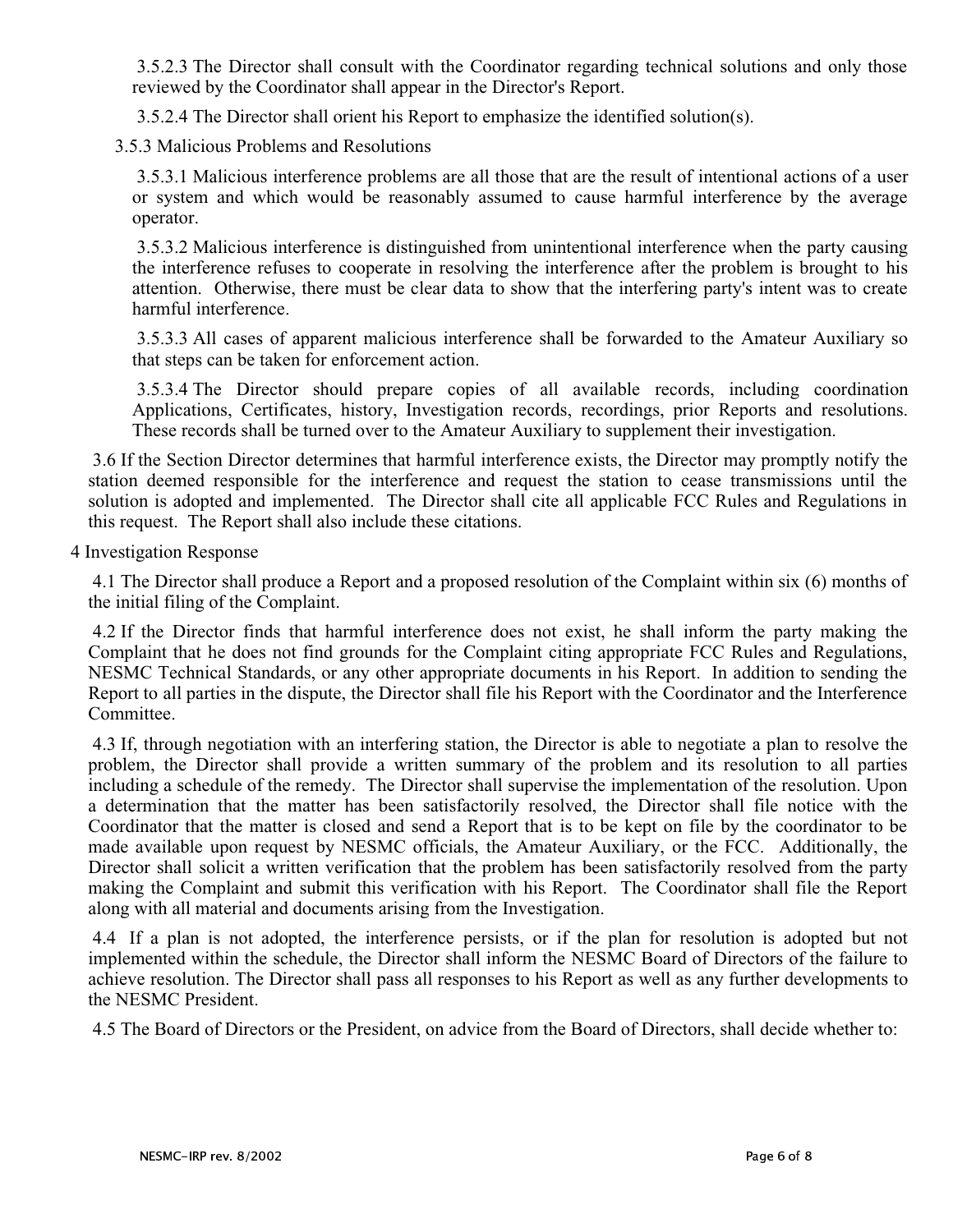3.5.2.3 The Director shall consult with the Coordinator regarding technical solutions and only those reviewed by the Coordinator shall appear in the Director's Report.

3.5.2.4 The Director shall orient his Report to emphasize the identified solution(s).

3.5.3 Malicious Problems and Resolutions

3.5.3.1 Malicious interference problems are all those that are the result of intentional actions of a user or system and which would be reasonably assumed to cause harmful interference by the average operator.

3.5.3.2 Malicious interference is distinguished from unintentional interference when the party causing the interference refuses to cooperate in resolving the interference after the problem is brought to his attention. Otherwise, there must be clear data to show that the interfering party's intent was to create harmful interference.

3.5.3.3 All cases of apparent malicious interference shall be forwarded to the Amateur Auxiliary so that steps can be taken for enforcement action.

3.5.3.4 The Director should prepare copies of all available records, including coordination Applications, Certificates, history, Investigation records, recordings, prior Reports and resolutions. These records shall be turned over to the Amateur Auxiliary to supplement their investigation.

3.6 If the Section Director determines that harmful interference exists, the Director may promptly notify the station deemed responsible for the interference and request the station to cease transmissions until the solution is adopted and implemented. The Director shall cite all applicable FCC Rules and Regulations in this request. The Report shall also include these citations.

4 Investigation Response

4.1 The Director shall produce a Report and a proposed resolution of the Complaint within six (6) months of the initial filing of the Complaint.

4.2 If the Director finds that harmful interference does not exist, he shall inform the party making the Complaint that he does not find grounds for the Complaint citing appropriate FCC Rules and Regulations, NESMC Technical Standards, or any other appropriate documents in his Report. In addition to sending the Report to all parties in the dispute, the Director shall file his Report with the Coordinator and the Interference Committee.

4.3 If, through negotiation with an interfering station, the Director is able to negotiate a plan to resolve the problem, the Director shall provide a written summary of the problem and its resolution to all parties including a schedule of the remedy. The Director shall supervise the implementation of the resolution. Upon a determination that the matter has been satisfactorily resolved, the Director shall file notice with the Coordinator that the matter is closed and send a Report that is to be kept on file by the coordinator to be made available upon request by NESMC officials, the Amateur Auxiliary, or the FCC. Additionally, the Director shall solicit a written verification that the problem has been satisfactorily resolved from the party making the Complaint and submit this verification with his Report. The Coordinator shall file the Report along with all material and documents arising from the Investigation.

4.4 If a plan is not adopted, the interference persists, or if the plan for resolution is adopted but not implemented within the schedule, the Director shall inform the NESMC Board of Directors of the failure to achieve resolution. The Director shall pass all responses to his Report as well as any further developments to the NESMC President.

4.5 The Board of Directors or the President, on advice from the Board of Directors, shall decide whether to: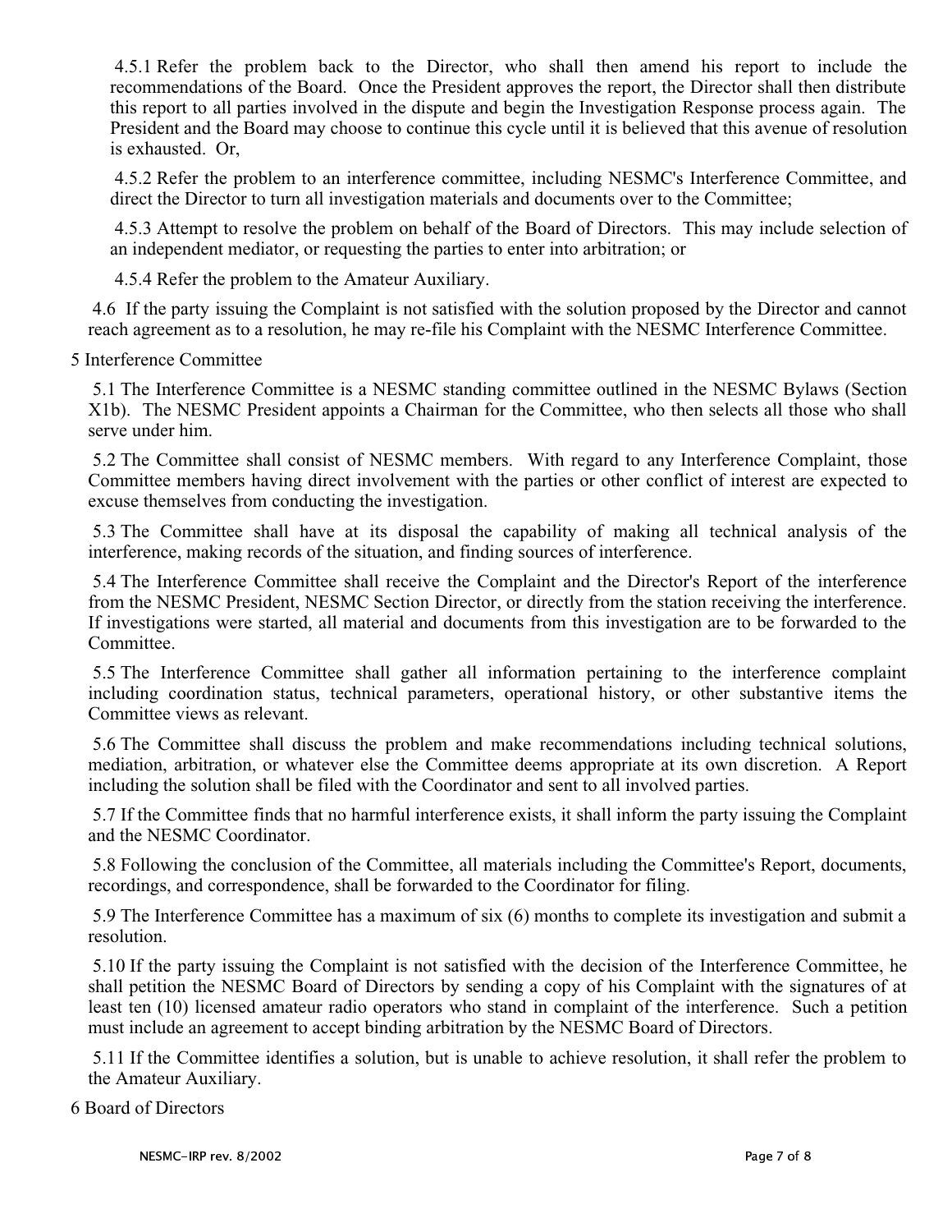4.5.1 Refer the problem back to the Director, who shall then amend his report to include the recommendations of the Board. Once the President approves the report, the Director shall then distribute this report to all parties involved in the dispute and begin the Investigation Response process again. The President and the Board may choose to continue this cycle until it is believed that this avenue of resolution is exhausted. Or,

4.5.2 Refer the problem to an interference committee, including NESMC's Interference Committee, and direct the Director to turn all investigation materials and documents over to the Committee;

4.5.3 Attempt to resolve the problem on behalf of the Board of Directors. This may include selection of an independent mediator, or requesting the parties to enter into arbitration; or

4.5.4 Refer the problem to the Amateur Auxiliary.

4.6 If the party issuing the Complaint is not satisfied with the solution proposed by the Director and cannot reach agreement as to a resolution, he may re-file his Complaint with the NESMC Interference Committee.

5 Interference Committee

5.1 The Interference Committee is a NESMC standing committee outlined in the NESMC Bylaws (Section X1b). The NESMC President appoints a Chairman for the Committee, who then selects all those who shall serve under him.

5.2 The Committee shall consist of NESMC members. With regard to any Interference Complaint, those Committee members having direct involvement with the parties or other conflict of interest are expected to excuse themselves from conducting the investigation.

5.3 The Committee shall have at its disposal the capability of making all technical analysis of the interference, making records of the situation, and finding sources of interference.

5.4 The Interference Committee shall receive the Complaint and the Director's Report of the interference from the NESMC President, NESMC Section Director, or directly from the station receiving the interference. If investigations were started, all material and documents from this investigation are to be forwarded to the Committee.

5.5 The Interference Committee shall gather all information pertaining to the interference complaint including coordination status, technical parameters, operational history, or other substantive items the Committee views as relevant.

5.6 The Committee shall discuss the problem and make recommendations including technical solutions, mediation, arbitration, or whatever else the Committee deems appropriate at its own discretion. A Report including the solution shall be filed with the Coordinator and sent to all involved parties.

5.7 If the Committee finds that no harmful interference exists, it shall inform the party issuing the Complaint and the NESMC Coordinator.

5.8 Following the conclusion of the Committee, all materials including the Committee's Report, documents, recordings, and correspondence, shall be forwarded to the Coordinator for filing.

5.9 The Interference Committee has a maximum of six (6) months to complete its investigation and submit a resolution.

5.10 If the party issuing the Complaint is not satisfied with the decision of the Interference Committee, he shall petition the NESMC Board of Directors by sending a copy of his Complaint with the signatures of at least ten (10) licensed amateur radio operators who stand in complaint of the interference. Such a petition must include an agreement to accept binding arbitration by the NESMC Board of Directors.

5.11 If the Committee identifies a solution, but is unable to achieve resolution, it shall refer the problem to the Amateur Auxiliary.

6 Board of Directors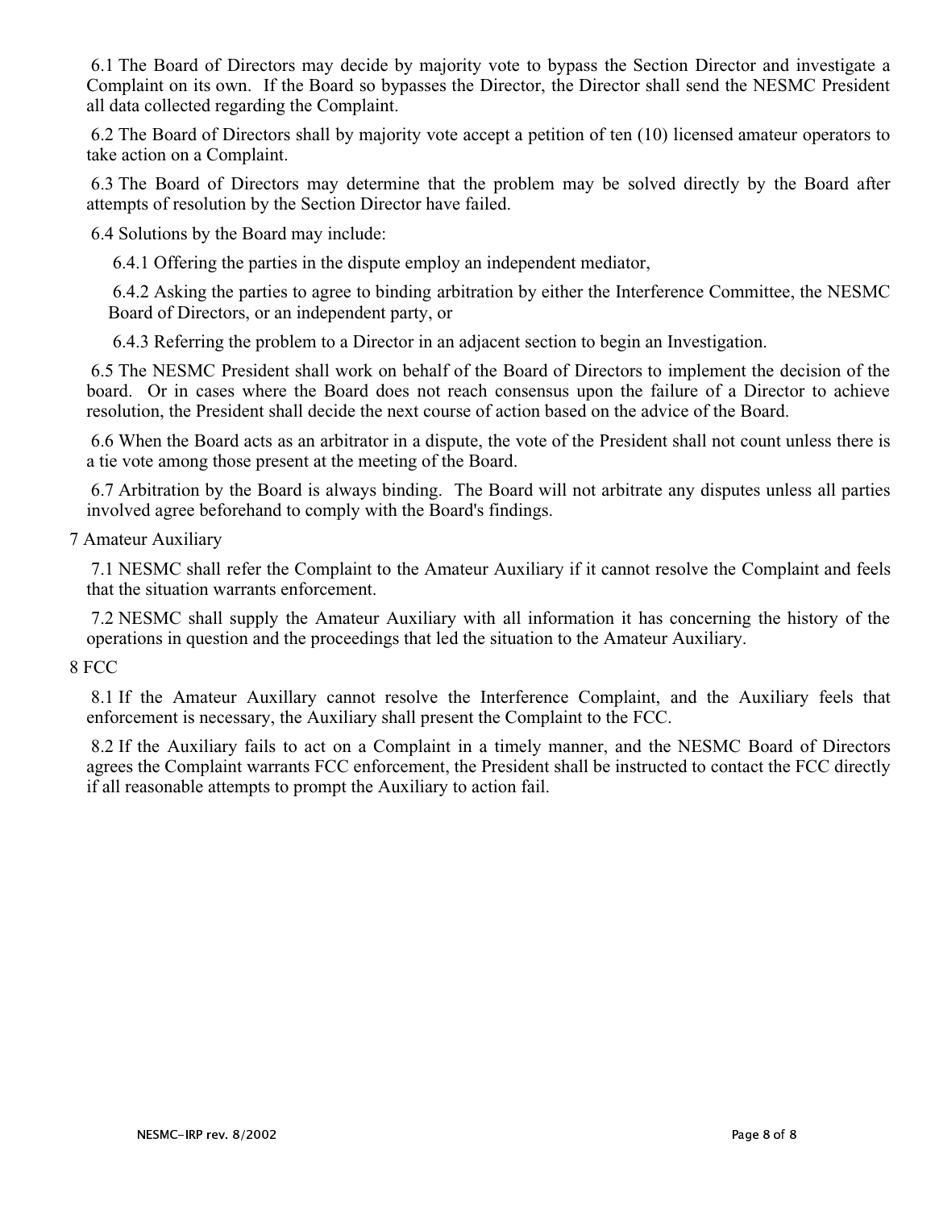6.1 The Board of Directors may decide by majority vote to bypass the Section Director and investigate a Complaint on its own. If the Board so bypasses the Director, the Director shall send the NESMC President all data collected regarding the Complaint.

6.2 The Board of Directors shall by majority vote accept a petition of ten (10) licensed amateur operators to take action on a Complaint.

6.3 The Board of Directors may determine that the problem may be solved directly by the Board after attempts of resolution by the Section Director have failed.

6.4 Solutions by the Board may include:

6.4.1 Offering the parties in the dispute employ an independent mediator,

6.4.2 Asking the parties to agree to binding arbitration by either the Interference Committee, the NESMC Board of Directors, or an independent party, or

6.4.3 Referring the problem to a Director in an adjacent section to begin an Investigation.

6.5 The NESMC President shall work on behalf of the Board of Directors to implement the decision of the board. Or in cases where the Board does not reach consensus upon the failure of a Director to achieve resolution, the President shall decide the next course of action based on the advice of the Board.

6.6 When the Board acts as an arbitrator in a dispute, the vote of the President shall not count unless there is a tie vote among those present at the meeting of the Board.

6.7 Arbitration by the Board is always binding. The Board will not arbitrate any disputes unless all parties involved agree beforehand to comply with the Board's findings.

## 7 Amateur Auxiliary

7.1 NESMC shall refer the Complaint to the Amateur Auxiliary if it cannot resolve the Complaint and feels that the situation warrants enforcement.

7.2 NESMC shall supply the Amateur Auxiliary with all information it has concerning the history of the operations in question and the proceedings that led the situation to the Amateur Auxiliary.

## 8 FCC

8.1 If the Amateur Auxillary cannot resolve the Interference Complaint, and the Auxiliary feels that enforcement is necessary, the Auxiliary shall present the Complaint to the FCC.

8.2 If the Auxiliary fails to act on a Complaint in a timely manner, and the NESMC Board of Directors agrees the Complaint warrants FCC enforcement, the President shall be instructed to contact the FCC directly if all reasonable attempts to prompt the Auxiliary to action fail.